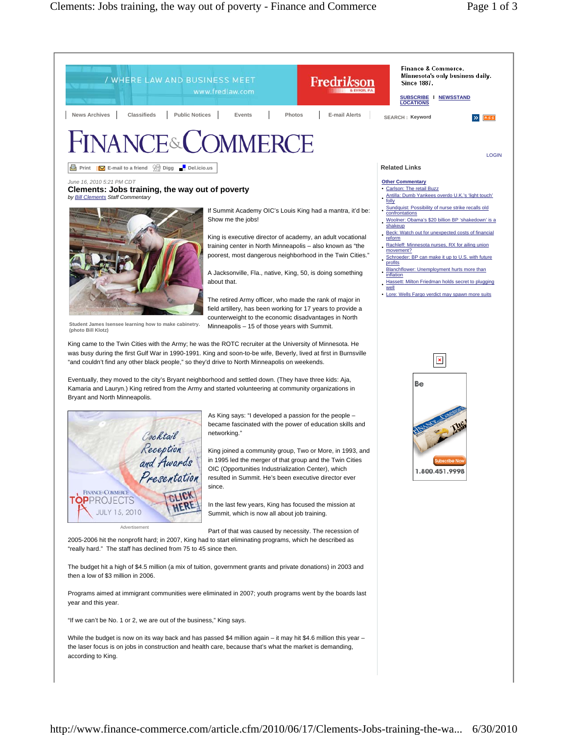June 16, 2010 5:21 PM CDT

# Clements: Jobs training, the way out of poverty

*by Bill Clements Staff Commentary*

Student James Isensee learning how to make cabinetry. (photo Bill Klotz)

If Summit Academy OIC's Louis King had a mantra, it'd be: Show me the jobs!

King is executive director of academy, an adult vocational training center in North Minneapolis – also known as "the poorest, most dangerous neighborhood in the Twin Cities."

A Jacksonville, Fla., native, King, 50, is doing something about that.

The retired Army officer, who made the rank of major in field artillery, has been working for 17 years to provide a counterweight to the economic disadvantages in North Minneapolis – 15 of those years with Summit.

King came to the Twin Cities with the Army; he was the ROTC recruiter at the University of Minnesota. He was busy during the first Gulf War in 1990-1991. King and soon-to-be wife, Beverly, lived at first in Burnsville "and couldn't find any other black people," so they'd drive to North Minneapolis on weekends.

Eventually, they moved to the city's Bryant neighborhood and settled down. (They have three kids: Aja, Kamaria and Lauryn.) King retired from the Army and started volunteering at community organizations in Bryant and North Minneapolis.

As King says: "I developed a passion for the people – became fascinated with the power of education skills and networking."

King joined a community group, Two or More, in 1993, and in 1995 led the merger of that group and the Twin Cities OIC (Opportunities Industrialization Center), which resulted in Summit. He's been executive director ever since.

In the last few years, King has focused the mission at Summit, which is now all about job training.

Part of that was caused by necessity. The recession of 2005-2006 hit the nonprofit hard; in 2007, King had to start eliminating programs, which he described as "really hard." The staff has declined from 75 to 45 since then.

The budget hit a high of $4.5 million (a mix of tuition, government grants and private donations) in 2003 and then a low of $3 million in 2006.

Programs aimed at immigrant communities were eliminated in 2007; youth programs went by the boards last year and this year.

"If we can't be No. 1 or 2, we are out of the business," King says.

While the budget is now on its way back and has passed $4 million again – it may hit $4.6 million this year – the laser focus is on jobs in construction and health care, because that's what the market is demanding, according to King.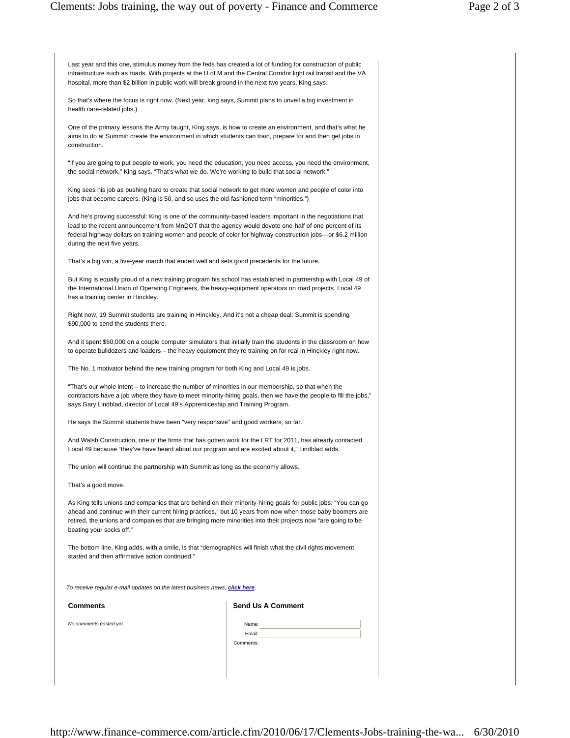Last year and this one, stimulus money from the feds has created a lot of funding for construction of public infrastructure such as roads. With projects at the U of M and the Central Corridor light rail transit and the VA hospital, more than $2 billion in public work will break ground in the next two years, King says.

So that's where the focus is right now. (Next year, king says, Summit plans to unveil a big investment in health care-related jobs.)

One of the primary lessons the Army taught, King says, is how to create an environment, and that's what he aims to do at Summit: create the environment in which students can train, prepare for and then get jobs in construction.

"If you are going to put people to work, you need the education, you need access, you need the environment, the social network," King says. "That's what we do. We're working to build that social network."

King sees his job as pushing hard to create that social network to get more women and people of color into jobs that become careers. (King is 50, and so uses the old-fashioned term "minorities.")

And he's proving successful: King is one of the community-based leaders important in the negotiations that lead to the recent announcement from MnDOT that the agency would devote one-half of one percent of its federal highway dollars on training women and people of color for highway construction jobs—or $6.2 million during the next five years.

That's a big win, a five-year march that ended well and sets good precedents for the future.

But King is equally proud of a new training program his school has established in partnership with Local 49 of the International Union of Operating Engineers, the heavy-equipment operators on road projects. Local 49 has a training center in Hinckley.

Right now, 19 Summit students are training in Hinckley. And it's not a cheap deal: Summit is spending $90,000 to send the students there.

And it spent $60,000 on a couple computer simulators that initially train the students in the classroom on how to operate bulldozers and loaders – the heavy equipment they're training on for real in Hinckley right now.

The No. 1 motivator behind the new training program for both King and Local 49 is jobs.

"That's our whole intent – to increase the number of minorities in our membership, so that when the contractors have a job where they have to meet minority-hiring goals, then we have the people to fill the jobs," says Gary Lindblad, director of Local 49's Apprenticeship and Training Program.

He says the Summit students have been "very responsive" and good workers, so far.

And Walsh Construction, one of the firms that has gotten work for the LRT for 2011, has already contacted Local 49 because "they've have heard about our program and are excited about it," Lindblad adds.

The union will continue the partnership with Summit as long as the economy allows.

That's a good move.

As King tells unions and companies that are behind on their minority-hiring goals for public jobs: "You can go ahead and continue with their current hiring practices," but 10 years from now when those baby boomers are retired, the unions and companies that are bringing more minorities into their projects now "are going to be beating your socks off."

The bottom line, King adds, with a smile, is that "demographics will finish what the civil rights movement started and then affirmative action continued."

*To receive regular e-mail updates on the latest business news, **click here**.*

**Comments**

*No comments posted yet.*

**Send Us A Comment**

Name:

Email:

Comments: